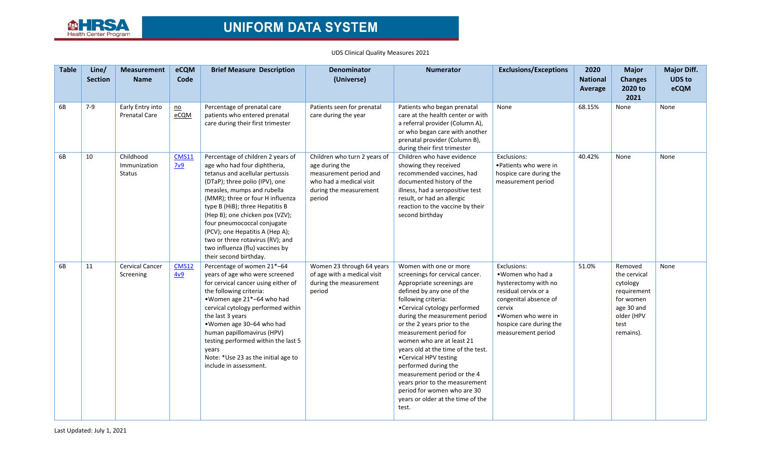# UNIFORM DATA SYSTEM

UDS Clinical Quality Measures 2021

| Table | Line/ Section | Measurement Name | eCQM Code | Brief Measure Description | Denominator (Universe) | Numerator | Exclusions/Exceptions | 2020 National Average | Major Changes 2020 to 2021 | Major Diff. UDS to eCQM |
|---|---|---|---|---|---|---|---|---|---|---|
| 6B | 7-9 | Early Entry into Prenatal Care | no eCQM | Percentage of prenatal care patients who entered prenatal care during their first trimester | Patients seen for prenatal care during the year | Patients who began prenatal care at the health center or with a referral provider (Column A), or who began care with another prenatal provider (Column B), during their first trimester | None | 68.15% | None | None |
| 6B | 10 | Childhood Immunization Status | CMS117v9 | Percentage of children 2 years of age who had four diphtheria, tetanus and acellular pertussis (DTaP); three polio (IPV), one measles, mumps and rubella (MMR); three or four H influenza type B (HiB); three Hepatitis B (Hep B); one chicken pox (VZV); four pneumococcal conjugate (PCV); one Hepatitis A (Hep A); two or three rotavirus (RV); and two influenza (flu) vaccines by their second birthday. | Children who turn 2 years of age during the measurement period and who had a medical visit during the measurement period | Children who have evidence showing they received recommended vaccines, had documented history of the illness, had a seropositive test result, or had an allergic reaction to the vaccine by their second birthday | Exclusions: •Patients who were in hospice care during the measurement period | 40.42% | None | None |
| 6B | 11 | Cervical Cancer Screening | CMS124v9 | Percentage of women 21*–64 years of age who were screened for cervical cancer using either of the following criteria: •Women age 21*–64 who had cervical cytology performed within the last 3 years •Women age 30–64 who had human papillomavirus (HPV) testing performed within the last 5 years Note: *Use 23 as the initial age to include in assessment. | Women 23 through 64 years of age with a medical visit during the measurement period | Women with one or more screenings for cervical cancer. Appropriate screenings are defined by any one of the following criteria: •Cervical cytology performed during the measurement period or the 2 years prior to the measurement period for women who are at least 21 years old at the time of the test. •Cervical HPV testing performed during the measurement period or the 4 years prior to the measurement period for women who are 30 years or older at the time of the test. | Exclusions: •Women who had a hysterectomy with no residual cervix or a congenital absence of cervix •Women who were in hospice care during the measurement period | 51.0% | Removed the cervical cytology requirement for women age 30 and older (HPV test remains). | None |

Last Updated: July 1, 2021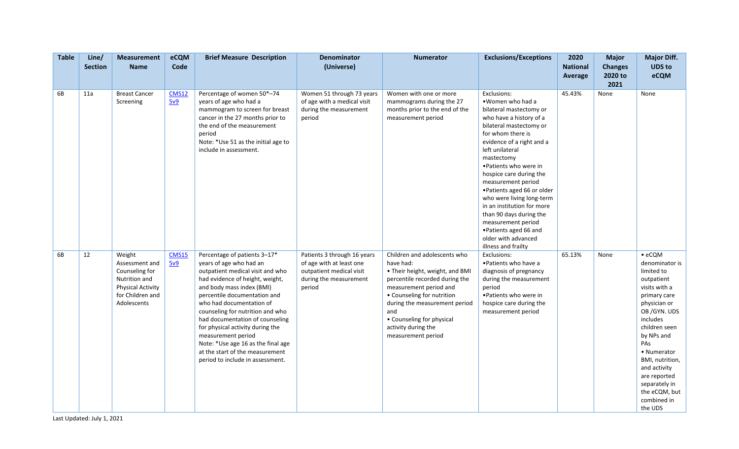| Table | Line/ Section | Measurement Name | eCQM Code | Brief Measure Description | Denominator (Universe) | Numerator | Exclusions/Exceptions | 2020 National Average | Major Changes 2020 to 2021 | Major Diff. UDS to eCQM |
|---|---|---|---|---|---|---|---|---|---|---|
| 6B | 11a | Breast Cancer Screening | CMS125v9 | Percentage of women 50*–74 years of age who had a mammogram to screen for breast cancer in the 27 months prior to the end of the measurement period<br>Note: *Use 51 as the initial age to include in assessment. | Women 51 through 73 years of age with a medical visit during the measurement period | Women with one or more mammograms during the 27 months prior to the end of the measurement period | Exclusions:<br>•Women who had a bilateral mastectomy or who have a history of a bilateral mastectomy or for whom there is evidence of a right and a left unilateral mastectomy<br>•Patients who were in hospice care during the measurement period<br>•Patients aged 66 or older who were living long-term in an institution for more than 90 days during the measurement period<br>•Patients aged 66 and older with advanced illness and frailty | 45.43% | None | None |
| 6B | 12 | Weight Assessment and Counseling for Nutrition and Physical Activity for Children and Adolescents | CMS155v9 | Percentage of patients 3–17* years of age who had an outpatient medical visit and who had evidence of height, weight, and body mass index (BMI) percentile documentation and who had documentation of counseling for nutrition and who had documentation of counseling for physical activity during the measurement period<br>Note: *Use age 16 as the final age at the start of the measurement period to include in assessment. | Patients 3 through 16 years of age with at least one outpatient medical visit during the measurement period | Children and adolescents who have had:<br>• Their height, weight, and BMI percentile recorded during the measurement period and<br>• Counseling for nutrition during the measurement period and<br>• Counseling for physical activity during the measurement period | Exclusions:<br>•Patients who have a diagnosis of pregnancy during the measurement period<br>•Patients who were in hospice care during the measurement period | 65.13% | None | • eCQM denominator is limited to outpatient visits with a primary care physician or OB /GYN. UDS includes children seen by NPs and PAs<br>• Numerator BMI, nutrition, and activity are reported separately in the eCQM, but combined in the UDS |

Last Updated: July 1, 2021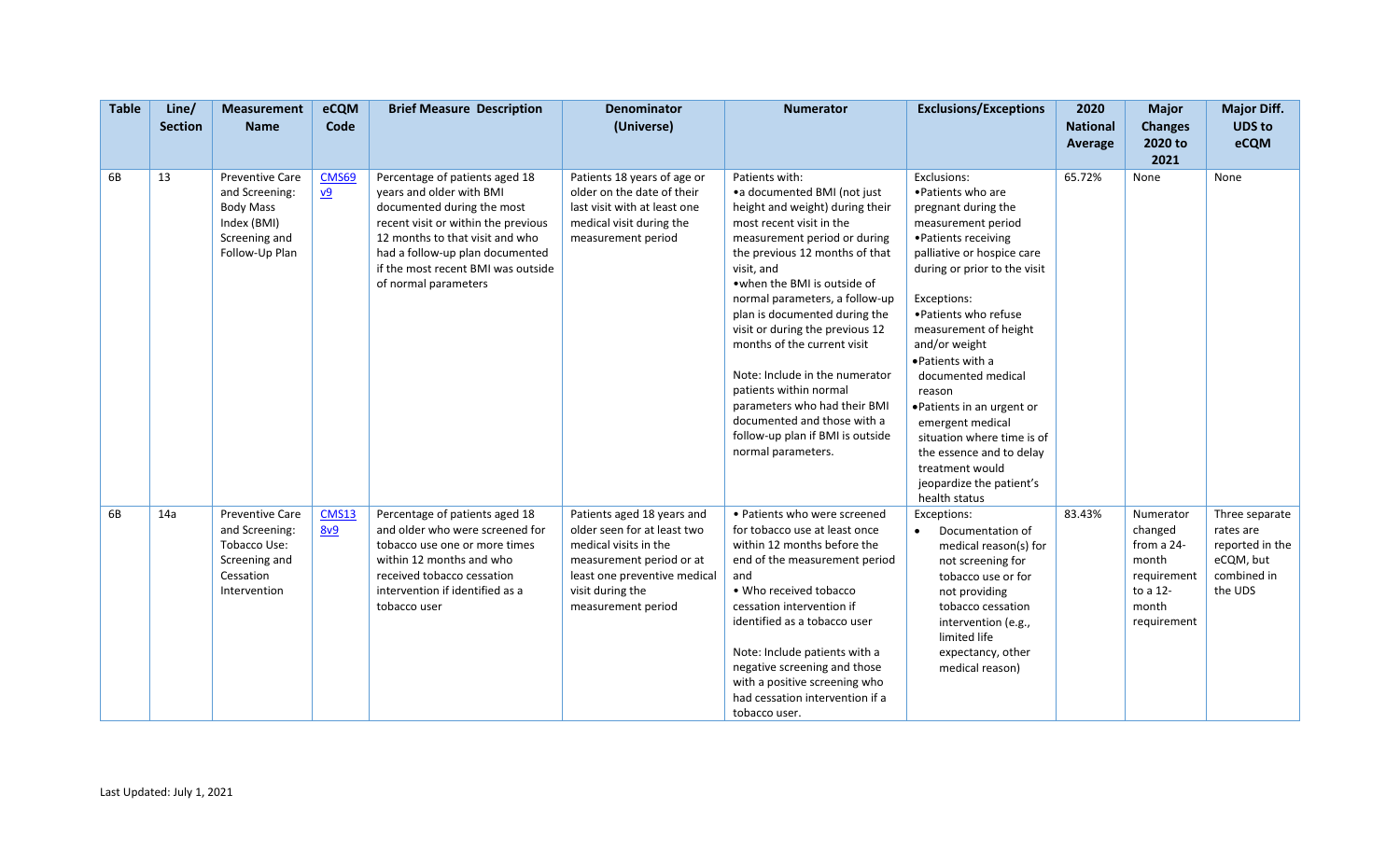| Table | Line/ Section | Measurement Name | eCQM Code | Brief Measure Description | Denominator (Universe) | Numerator | Exclusions/Exceptions | 2020 National Average | Major Changes 2020 to 2021 | Major Diff. UDS to eCQM |
|---|---|---|---|---|---|---|---|---|---|---|
| 6B | 13 | Preventive Care and Screening: Body Mass Index (BMI) Screening and Follow-Up Plan | CMS69 v9 | Percentage of patients aged 18 years and older with BMI documented during the most recent visit or within the previous 12 months to that visit and who had a follow-up plan documented if the most recent BMI was outside of normal parameters | Patients 18 years of age or older on the date of their last visit with at least one medical visit during the measurement period | Patients with:<br>• a documented BMI (not just height and weight) during their most recent visit in the measurement period or during the previous 12 months of that visit, and<br>• when the BMI is outside of normal parameters, a follow-up plan is documented during the visit or during the previous 12 months of the current visit<br><br>Note: Include in the numerator patients within normal parameters who had their BMI documented and those with a follow-up plan if BMI is outside normal parameters. | Exclusions:<br>• Patients who are pregnant during the measurement period<br>• Patients receiving palliative or hospice care during or prior to the visit<br><br>Exceptions:<br>• Patients who refuse measurement of height and/or weight<br>• Patients with a documented medical reason<br>• Patients in an urgent or emergent medical situation where time is of the essence and to delay treatment would jeopardize the patient's health status | 65.72% | None | None |
| 6B | 14a | Preventive Care and Screening: Tobacco Use: Screening and Cessation Intervention | CMS138v9 | Percentage of patients aged 18 and older who were screened for tobacco use one or more times within 12 months and who received tobacco cessation intervention if identified as a tobacco user | Patients aged 18 years and older seen for at least two medical visits in the measurement period or at least one preventive medical visit during the measurement period | • Patients who were screened for tobacco use at least once within 12 months before the end of the measurement period and<br>• Who received tobacco cessation intervention if identified as a tobacco user<br><br>Note: Include patients with a negative screening and those with a positive screening who had cessation intervention if a tobacco user. | Exceptions:<br>• Documentation of medical reason(s) for not screening for tobacco use or for not providing tobacco cessation intervention (e.g., limited life expectancy, other medical reason) | 83.43% | Numerator changed from a 24-month requirement to a 12-month requirement | Three separate rates are reported in the eCQM, but combined in the UDS |

Last Updated: July 1, 2021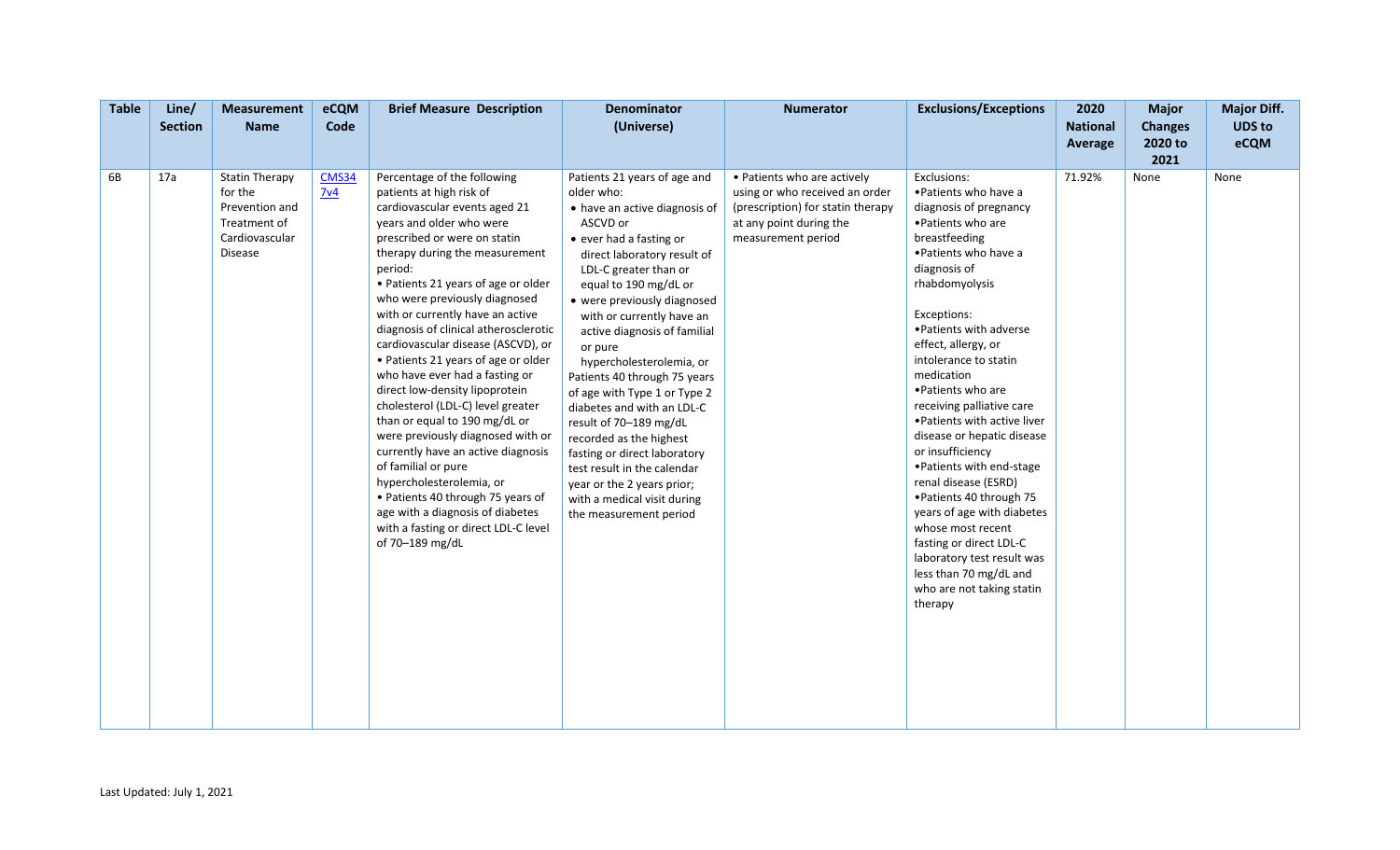| Table | Line/ Section | Measurement Name | eCQM Code | Brief Measure Description | Denominator (Universe) | Numerator | Exclusions/Exceptions | 2020 National Average | Major Changes 2020 to 2021 | Major Diff. UDS to eCQM |
|---|---|---|---|---|---|---|---|---|---|---|
| 6B | 17a | Statin Therapy for the Prevention and Treatment of Cardiovascular Disease | CMS347v4 | Percentage of the following patients at high risk of cardiovascular events aged 21 years and older who were prescribed or were on statin therapy during the measurement period: • Patients 21 years of age or older who were previously diagnosed with or currently have an active diagnosis of clinical atherosclerotic cardiovascular disease (ASCVD), or • Patients 21 years of age or older who have ever had a fasting or direct low-density lipoprotein cholesterol (LDL-C) level greater than or equal to 190 mg/dL or were previously diagnosed with or currently have an active diagnosis of familial or pure hypercholesterolemia, or • Patients 40 through 75 years of age with a diagnosis of diabetes with a fasting or direct LDL-C level of 70–189 mg/dL | Patients 21 years of age and older who: • have an active diagnosis of ASCVD or • ever had a fasting or direct laboratory result of LDL-C greater than or equal to 190 mg/dL or • were previously diagnosed with or currently have an active diagnosis of familial or pure hypercholesterolemia, or Patients 40 through 75 years of age with Type 1 or Type 2 diabetes and with an LDL-C result of 70–189 mg/dL recorded as the highest fasting or direct laboratory test result in the calendar year or the 2 years prior; with a medical visit during the measurement period | • Patients who are actively using or who received an order (prescription) for statin therapy at any point during the measurement period | Exclusions: •Patients who have a diagnosis of pregnancy •Patients who are breastfeeding •Patients who have a diagnosis of rhabdomyolysis<br><br>Exceptions: •Patients with adverse effect, allergy, or intolerance to statin medication •Patients who are receiving palliative care •Patients with active liver disease or hepatic disease or insufficiency •Patients with end-stage renal disease (ESRD) •Patients 40 through 75 years of age with diabetes whose most recent fasting or direct LDL-C laboratory test result was less than 70 mg/dL and who are not taking statin therapy | 71.92% | None | None |

Last Updated: July 1, 2021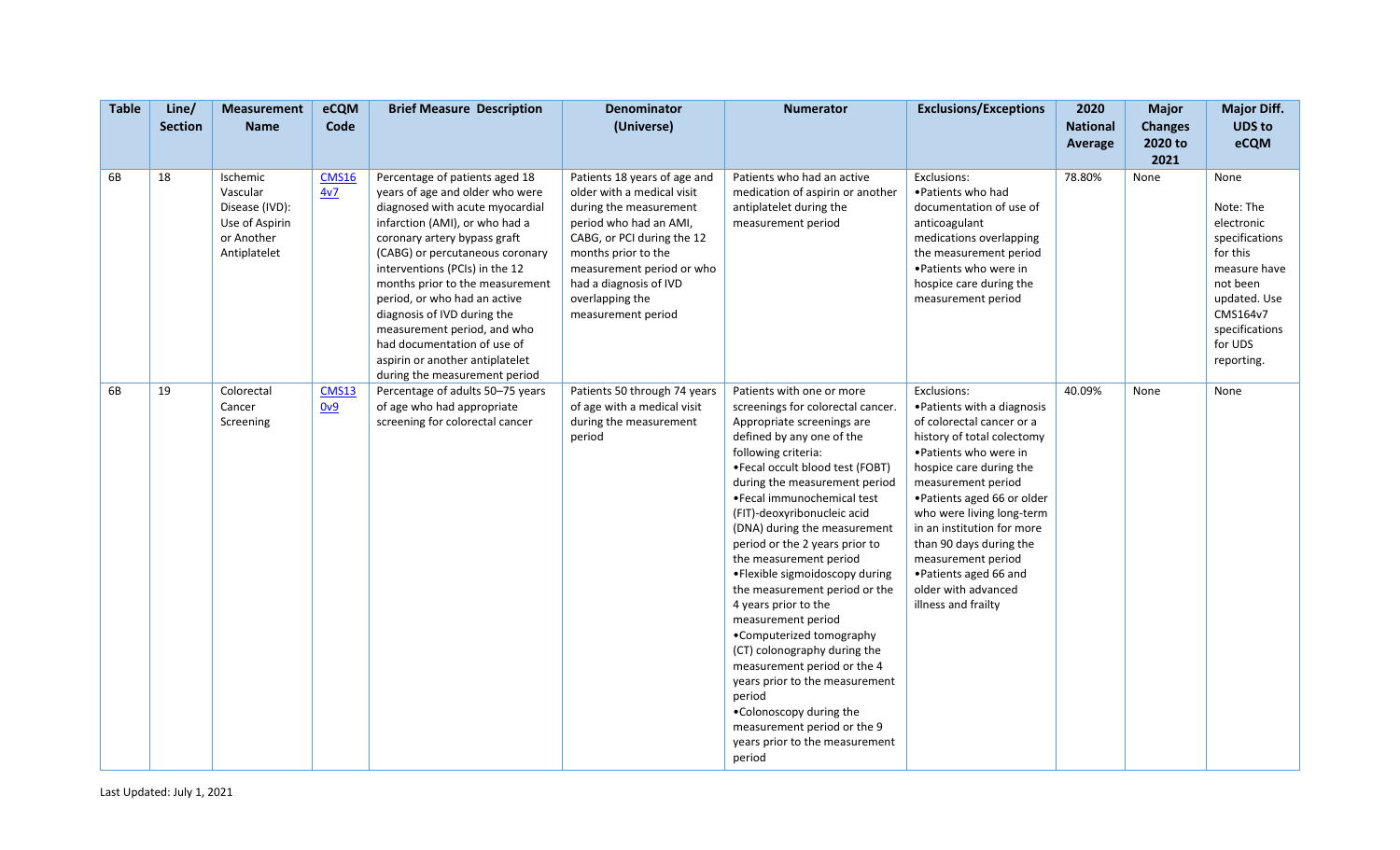| Table | Line/ Section | Measurement Name | eCQM Code | Brief Measure Description | Denominator (Universe) | Numerator | Exclusions/Exceptions | 2020 National Average | Major Changes 2020 to 2021 | Major Diff. UDS to eCQM |
|---|---|---|---|---|---|---|---|---|---|---|
| 6B | 18 | Ischemic Vascular Disease (IVD): Use of Aspirin or Another Antiplatelet | CMS164v7 | Percentage of patients aged 18 years of age and older who were diagnosed with acute myocardial infarction (AMI), or who had a coronary artery bypass graft (CABG) or percutaneous coronary interventions (PCIs) in the 12 months prior to the measurement period, or who had an active diagnosis of IVD during the measurement period, and who had documentation of use of aspirin or another antiplatelet during the measurement period | Patients 18 years of age and older with a medical visit during the measurement period who had an AMI, CABG, or PCI during the 12 months prior to the measurement period or who had a diagnosis of IVD overlapping the measurement period | Patients who had an active medication of aspirin or another antiplatelet during the measurement period | Exclusions:<br>•Patients who had documentation of use of anticoagulant medications overlapping the measurement period<br>•Patients who were in hospice care during the measurement period | 78.80% | None | None<br><br>Note: The electronic specifications for this measure have not been updated. Use CMS164v7 specifications for UDS reporting. |
| 6B | 19 | Colorectal Cancer Screening | CMS130v9 | Percentage of adults 50–75 years of age who had appropriate screening for colorectal cancer | Patients 50 through 74 years of age with a medical visit during the measurement period | Patients with one or more screenings for colorectal cancer. Appropriate screenings are defined by any one of the following criteria:<br>•Fecal occult blood test (FOBT) during the measurement period<br>•Fecal immunochemical test (FIT)-deoxyribonucleic acid (DNA) during the measurement period or the 2 years prior to the measurement period<br>•Flexible sigmoidoscopy during the measurement period or the 4 years prior to the measurement period<br>•Computerized tomography (CT) colonography during the measurement period or the 4 years prior to the measurement period<br>•Colonoscopy during the measurement period or the 9 years prior to the measurement period | Exclusions:<br>•Patients with a diagnosis of colorectal cancer or a history of total colectomy<br>•Patients who were in hospice care during the measurement period<br>•Patients aged 66 or older who were living long-term in an institution for more than 90 days during the measurement period<br>•Patients aged 66 and older with advanced illness and frailty | 40.09% | None | None |

Last Updated: July 1, 2021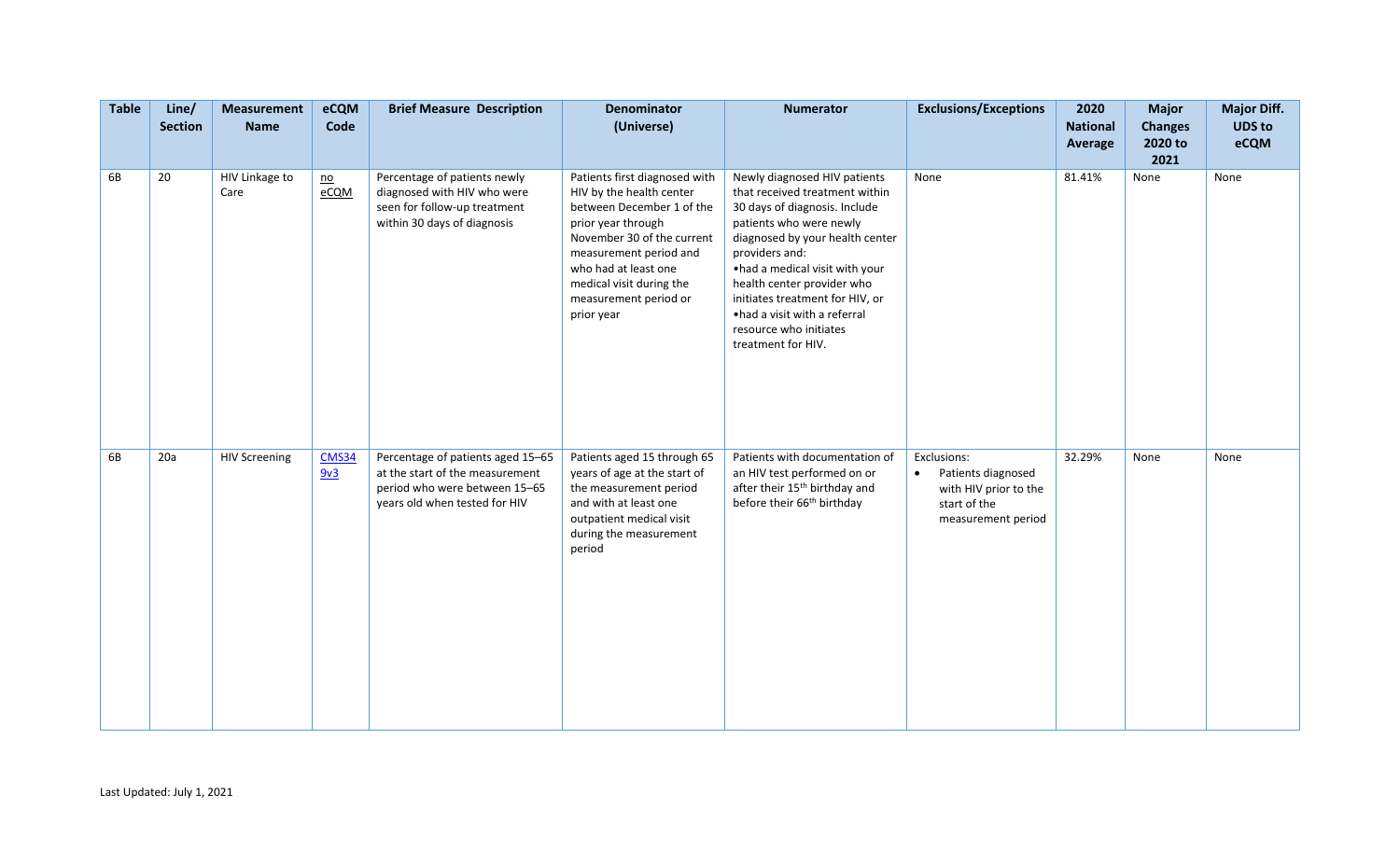| Table | Line/ Section | Measurement Name | eCQM Code | Brief Measure Description | Denominator (Universe) | Numerator | Exclusions/Exceptions | 2020 National Average | Major Changes 2020 to 2021 | Major Diff. UDS to eCQM |
|---|---|---|---|---|---|---|---|---|---|---|
| 6B | 20 | HIV Linkage to Care | no eCQM | Percentage of patients newly diagnosed with HIV who were seen for follow-up treatment within 30 days of diagnosis | Patients first diagnosed with HIV by the health center between December 1 of the prior year through November 30 of the current measurement period and who had at least one medical visit during the measurement period or prior year | Newly diagnosed HIV patients that received treatment within 30 days of diagnosis. Include patients who were newly diagnosed by your health center providers and: •had a medical visit with your health center provider who initiates treatment for HIV, or •had a visit with a referral resource who initiates treatment for HIV. | None | 81.41% | None | None |
| 6B | 20a | HIV Screening | CMS349v3 | Percentage of patients aged 15–65 at the start of the measurement period who were between 15–65 years old when tested for HIV | Patients aged 15 through 65 years of age at the start of the measurement period and with at least one outpatient medical visit during the measurement period | Patients with documentation of an HIV test performed on or after their 15th birthday and before their 66th birthday | Exclusions: • Patients diagnosed with HIV prior to the start of the measurement period | 32.29% | None | None |

Last Updated: July 1, 2021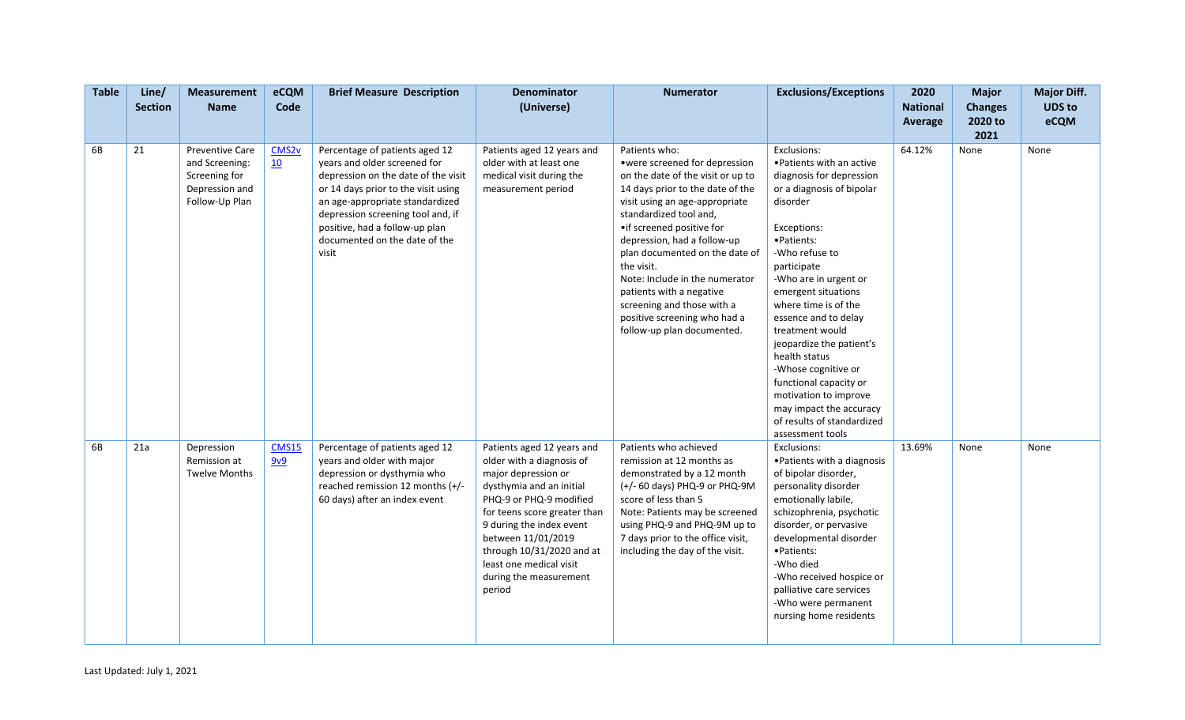| Table | Line/ Section | Measurement Name | eCQM Code | Brief Measure Description | Denominator (Universe) | Numerator | Exclusions/Exceptions | 2020 National Average | Major Changes 2020 to 2021 | Major Diff. UDS to eCQM |
|---|---|---|---|---|---|---|---|---|---|---|
| 6B | 21 | Preventive Care and Screening: Screening for Depression and Follow-Up Plan | CMS2v10 | Percentage of patients aged 12 years and older screened for depression on the date of the visit or 14 days prior to the visit using an age-appropriate standardized depression screening tool and, if positive, had a follow-up plan documented on the date of the visit | Patients aged 12 years and older with at least one medical visit during the measurement period | Patients who:<br>•were screened for depression on the date of the visit or up to 14 days prior to the date of the visit using an age-appropriate standardized tool and,<br>•if screened positive for depression, had a follow-up plan documented on the date of the visit.<br>Note: Include in the numerator patients with a negative screening and those with a positive screening who had a follow-up plan documented. | Exclusions:<br>•Patients with an active diagnosis for depression or a diagnosis of bipolar disorder<br><br>Exceptions:<br>•Patients:<br>-Who refuse to participate<br>-Who are in urgent or emergent situations where time is of the essence and to delay treatment would jeopardize the patient's health status<br>-Whose cognitive or functional capacity or motivation to improve may impact the accuracy of results of standardized assessment tools | 64.12% | None | None |
| 6B | 21a | Depression Remission at Twelve Months | CMS159v9 | Percentage of patients aged 12 years and older with major depression or dysthymia who reached remission 12 months (+/- 60 days) after an index event | Patients aged 12 years and older with a diagnosis of major depression or dysthymia and an initial PHQ-9 or PHQ-9 modified for teens score greater than 9 during the index event between 11/01/2019 through 10/31/2020 and at least one medical visit during the measurement period | Patients who achieved remission at 12 months as demonstrated by a 12 month (+/- 60 days) PHQ-9 or PHQ-9M score of less than 5<br>Note: Patients may be screened using PHQ-9 and PHQ-9M up to 7 days prior to the office visit, including the day of the visit. | Exclusions:<br>•Patients with a diagnosis of bipolar disorder, personality disorder emotionally labile, schizophrenia, psychotic disorder, or pervasive developmental disorder<br>•Patients:<br>-Who died<br>-Who received hospice or palliative care services<br>-Who were permanent nursing home residents | 13.69% | None | None |

Last Updated: July 1, 2021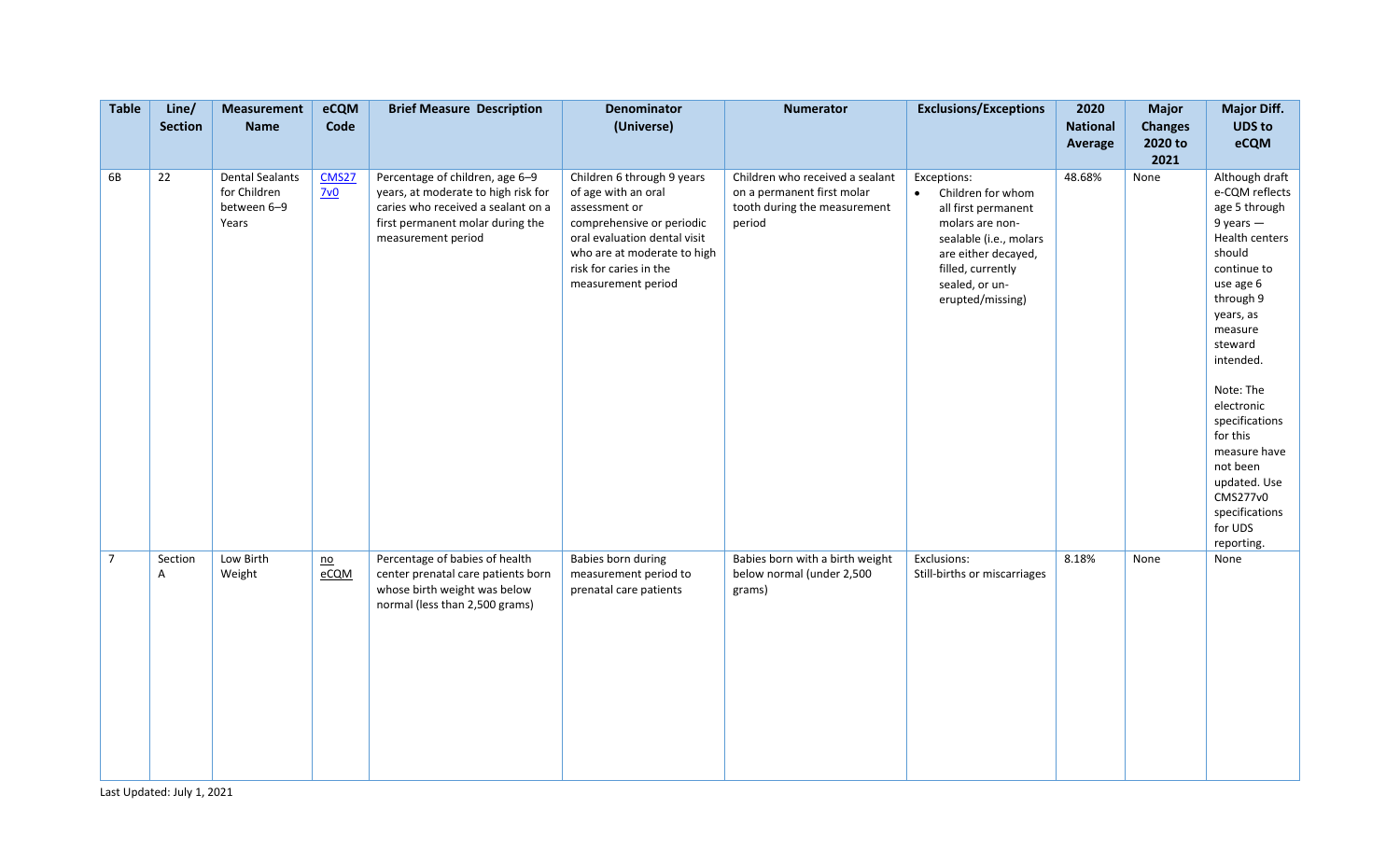| Table | Line/ Section | Measurement Name | eCQM Code | Brief Measure Description | Denominator (Universe) | Numerator | Exclusions/Exceptions | 2020 National Average | Major Changes 2020 to 2021 | Major Diff. UDS to eCQM |
|---|---|---|---|---|---|---|---|---|---|---|
| 6B | 22 | Dental Sealants for Children between 6–9 Years | CMS277v0 | Percentage of children, age 6–9 years, at moderate to high risk for caries who received a sealant on a first permanent molar during the measurement period | Children 6 through 9 years of age with an oral assessment or comprehensive or periodic oral evaluation dental visit who are at moderate to high risk for caries in the measurement period | Children who received a sealant on a permanent first molar tooth during the measurement period | Exceptions: <br>• Children for whom all first permanent molars are non-sealable (i.e., molars are either decayed, filled, currently sealed, or un-erupted/missing) | 48.68% | None | Although draft e-CQM reflects age 5 through 9 years — Health centers should continue to use age 6 through 9 years, as measure steward intended. <br><br>Note: The electronic specifications for this measure have not been updated. Use CMS277v0 specifications for UDS reporting. |
| 7 | Section A | Low Birth Weight | no eCQM | Percentage of babies of health center prenatal care patients born whose birth weight was below normal (less than 2,500 grams) | Babies born during measurement period to prenatal care patients | Babies born with a birth weight below normal (under 2,500 grams) | Exclusions: <br>Still-births or miscarriages | 8.18% | None | None |

Last Updated: July 1, 2021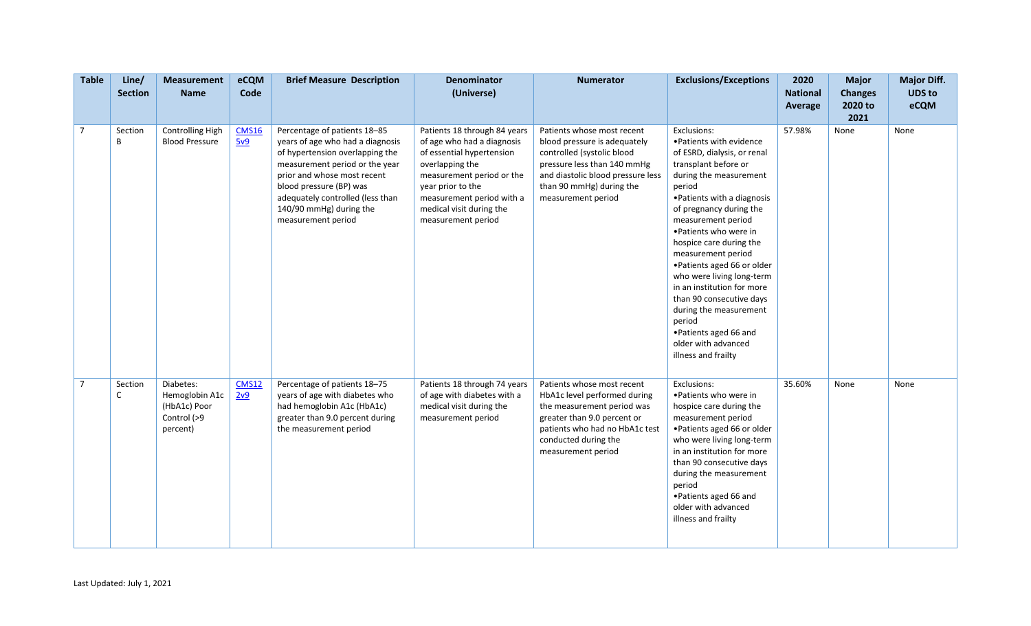| Table | Line/ Section | Measurement Name | eCQM Code | Brief Measure Description | Denominator (Universe) | Numerator | Exclusions/Exceptions | 2020 National Average | Major Changes 2020 to 2021 | Major Diff. UDS to eCQM |
|---|---|---|---|---|---|---|---|---|---|---|
| 7 | Section B | Controlling High Blood Pressure | CMS165v9 | Percentage of patients 18–85 years of age who had a diagnosis of hypertension overlapping the measurement period or the year prior and whose most recent blood pressure (BP) was adequately controlled (less than 140/90 mmHg) during the measurement period | Patients 18 through 84 years of age who had a diagnosis of essential hypertension overlapping the measurement period or the year prior to the measurement period with a medical visit during the measurement period | Patients whose most recent blood pressure is adequately controlled (systolic blood pressure less than 140 mmHg and diastolic blood pressure less than 90 mmHg) during the measurement period | Exclusions: •Patients with evidence of ESRD, dialysis, or renal transplant before or during the measurement period •Patients with a diagnosis of pregnancy during the measurement period •Patients who were in hospice care during the measurement period •Patients aged 66 or older who were living long-term in an institution for more than 90 consecutive days during the measurement period •Patients aged 66 and older with advanced illness and frailty | 57.98% | None | None |
| 7 | Section C | Diabetes: Hemoglobin A1c (HbA1c) Poor Control (>9 percent) | CMS122v9 | Percentage of patients 18–75 years of age with diabetes who had hemoglobin A1c (HbA1c) greater than 9.0 percent during the measurement period | Patients 18 through 74 years of age with diabetes with a medical visit during the measurement period | Patients whose most recent HbA1c level performed during the measurement period was greater than 9.0 percent or patients who had no HbA1c test conducted during the measurement period | Exclusions: •Patients who were in hospice care during the measurement period •Patients aged 66 or older who were living long-term in an institution for more than 90 consecutive days during the measurement period •Patients aged 66 and older with advanced illness and frailty | 35.60% | None | None |

Last Updated: July 1, 2021